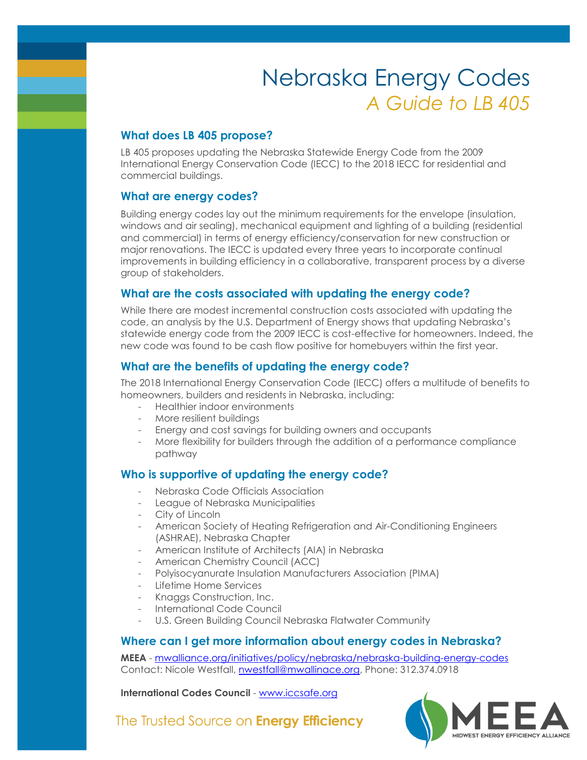# Nebraska Energy Codes

*A Guide to LB 405*

## What does LB 405 propose?

LB 405 proposes updating the Nebraska Statewide Energy Code from the 2009 International Energy Conservation Code (IECC) to the 2018 IECC for residential and commercial buildings.

## What are energy codes?

Building energy codes lay out the minimum requirements for the envelope (insulation, windows and air sealing), mechanical equipment and lighting of a building (residential and commercial) in terms of energy efficiency/conservation for new construction or major renovations. The IECC is updated every three years to incorporate continual improvements in building efficiency in a collaborative, transparent process by a diverse group of stakeholders.

## What are the costs associated with updating the energy code?

While there are modest incremental construction costs associated with updating the code, an analysis by the U.S. Department of Energy shows that updating Nebraska's statewide energy code from the 2009 IECC is cost-effective for homeowners. Indeed, the new code was found to be cash flow positive for homebuyers within the first year.

## What are the benefits of updating the energy code?

The 2018 International Energy Conservation Code (IECC) offers a multitude of benefits to homeowners, builders and residents in Nebraska, including:

- Healthier indoor environments
- More resilient buildings
- Energy and cost savings for building owners and occupants
- More flexibility for builders through the addition of a performance compliance pathway

## Who is supportive of updating the energy code?

- Nebraska Code Officials Association
- League of Nebraska Municipalities
- City of Lincoln
- American Society of Heating Refrigeration and Air-Conditioning Engineers (ASHRAE), Nebraska Chapter
- American Institute of Architects (AIA) in Nebraska
- American Chemistry Council (ACC)
- Polyisocyanurate Insulation Manufacturers Association (PIMA)
- Lifetime Home Services
- Knaggs Construction, Inc.
- International Code Council
- U.S. Green Building Council Nebraska Flatwater Community

## Where can I get more information about energy codes in Nebraska?

**MEEA** - mwalliance.org/initiatives/policy/nebraska/nebraska-building-energy-codes
Contact: Nicole Westfall, nwestfall@mwallinace.org, Phone: 312.374.0918

**International Codes Council** - www.iccsafe.org

The Trusted Source on **Energy Efficiency**

MEEA
MIDWEST ENERGY EFFICIENCY ALLIANCE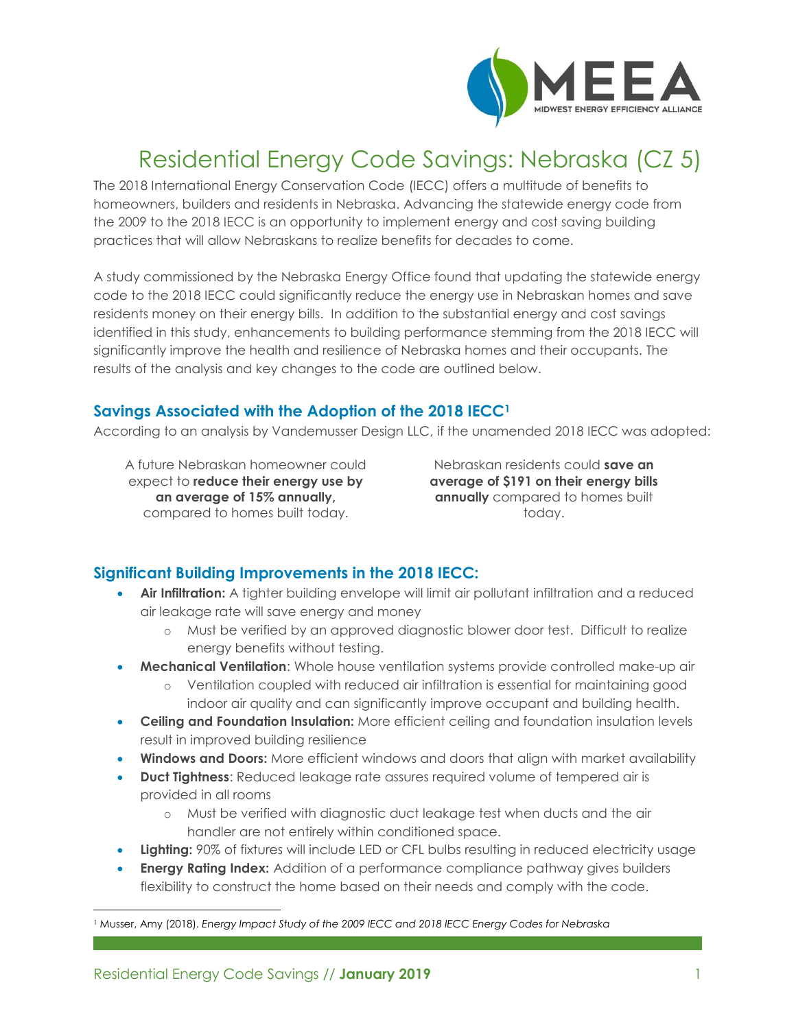# Residential Energy Code Savings: Nebraska (CZ 5)

The 2018 International Energy Conservation Code (IECC) offers a multitude of benefits to homeowners, builders and residents in Nebraska. Advancing the statewide energy code from the 2009 to the 2018 IECC is an opportunity to implement energy and cost saving building practices that will allow Nebraskans to realize benefits for decades to come.

A study commissioned by the Nebraska Energy Office found that updating the statewide energy code to the 2018 IECC could significantly reduce the energy use in Nebraskan homes and save residents money on their energy bills. In addition to the substantial energy and cost savings identified in this study, enhancements to building performance stemming from the 2018 IECC will significantly improve the health and resilience of Nebraska homes and their occupants. The results of the analysis and key changes to the code are outlined below.

## Savings Associated with the Adoption of the 2018 IECC[1]

According to an analysis by Vandemusser Design LLC, if the unamended 2018 IECC was adopted:

A future Nebraskan homeowner could expect to **reduce their energy use by an average of 15% annually,** compared to homes built today.

Nebraskan residents could **save an average of $191 on their energy bills annually** compared to homes built today.

## Significant Building Improvements in the 2018 IECC:

- **Air Infiltration:** A tighter building envelope will limit air pollutant infiltration and a reduced air leakage rate will save energy and money
  - Must be verified by an approved diagnostic blower door test. Difficult to realize energy benefits without testing.
- **Mechanical Ventilation**: Whole house ventilation systems provide controlled make-up air
  - Ventilation coupled with reduced air infiltration is essential for maintaining good indoor air quality and can significantly improve occupant and building health.
- **Ceiling and Foundation Insulation:** More efficient ceiling and foundation insulation levels result in improved building resilience
- **Windows and Doors:** More efficient windows and doors that align with market availability
- **Duct Tightness**: Reduced leakage rate assures required volume of tempered air is provided in all rooms
  - Must be verified with diagnostic duct leakage test when ducts and the air handler are not entirely within conditioned space.
- **Lighting:** 90% of fixtures will include LED or CFL bulbs resulting in reduced electricity usage
- **Energy Rating Index:** Addition of a performance compliance pathway gives builders flexibility to construct the home based on their needs and comply with the code.

[1] Musser, Amy (2018). *Energy Impact Study of the 2009 IECC and 2018 IECC Energy Codes for Nebraska*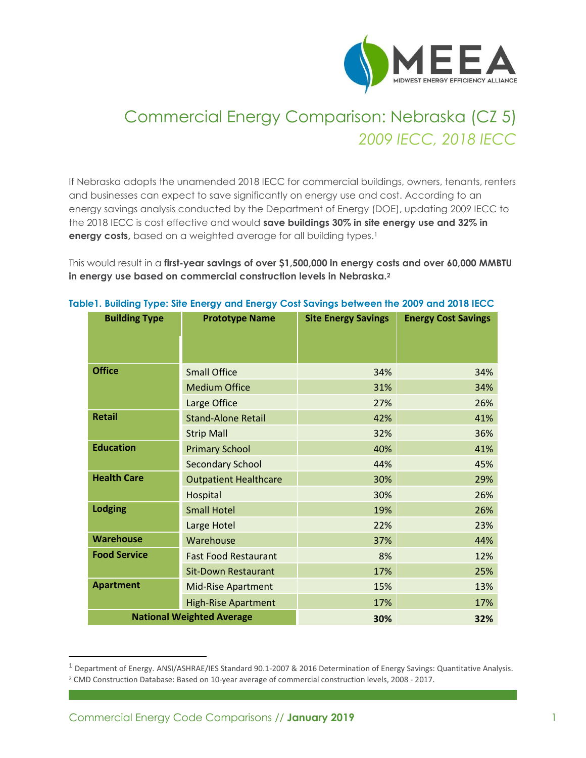# Commercial Energy Comparison: Nebraska (CZ 5)

## *2009 IECC, 2018 IECC*

If Nebraska adopts the unamended 2018 IECC for commercial buildings, owners, tenants, renters and businesses can expect to save significantly on energy use and cost. According to an energy savings analysis conducted by the Department of Energy (DOE), updating 2009 IECC to the 2018 IECC is cost effective and would **save buildings 30% in site energy use and 32% in energy costs,** based on a weighted average for all building types.[1]

This would result in a **first-year savings of over $1,500,000 in energy costs and over 60,000 MMBTU in energy use based on commercial construction levels in Nebraska.**[2]

**Table1. Building Type: Site Energy and Energy Cost Savings between the 2009 and 2018 IECC**

| Building Type | Prototype Name | Site Energy Savings | Energy Cost Savings |
|---|---|---|---|
| **Office** | Small Office | 34% | 34% |
| | Medium Office | 31% | 34% |
| | Large Office | 27% | 26% |
| **Retail** | Stand-Alone Retail | 42% | 41% |
| | Strip Mall | 32% | 36% |
| **Education** | Primary School | 40% | 41% |
| | Secondary School | 44% | 45% |
| **Health Care** | Outpatient Healthcare | 30% | 29% |
| | Hospital | 30% | 26% |
| **Lodging** | Small Hotel | 19% | 26% |
| | Large Hotel | 22% | 23% |
| **Warehouse** | Warehouse | 37% | 44% |
| **Food Service** | Fast Food Restaurant | 8% | 12% |
| | Sit-Down Restaurant | 17% | 25% |
| **Apartment** | Mid-Rise Apartment | 15% | 13% |
| | High-Rise Apartment | 17% | 17% |
| **National Weighted Average** | | **30%** | **32%** |

[1] Department of Energy. ANSI/ASHRAE/IES Standard 90.1-2007 & 2016 Determination of Energy Savings: Quantitative Analysis.

[2] CMD Construction Database: Based on 10-year average of commercial construction levels, 2008 - 2017.